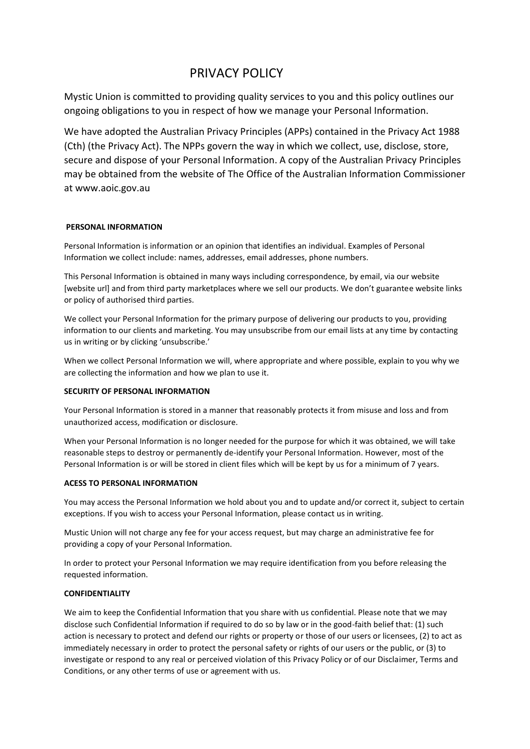# PRIVACY POLICY

Mystic Union is committed to providing quality services to you and this policy outlines our ongoing obligations to you in respect of how we manage your Personal Information.

We have adopted the Australian Privacy Principles (APPs) contained in the Privacy Act 1988 (Cth) (the Privacy Act). The NPPs govern the way in which we collect, use, disclose, store, secure and dispose of your Personal Information. A copy of the Australian Privacy Principles may be obtained from the website of The Office of the Australian Information Commissioner at www.aoic.gov.au

## PERSONAL INFORMATION

Personal Information is information or an opinion that identifies an individual. Examples of Personal Information we collect include: names, addresses, email addresses, phone numbers.

This Personal Information is obtained in many ways including correspondence, by email, via our website [website url] and from third party marketplaces where we sell our products. We don't guarantee website links or policy of authorised third parties.

We collect your Personal Information for the primary purpose of delivering our products to you, providing information to our clients and marketing. You may unsubscribe from our email lists at any time by contacting us in writing or by clicking 'unsubscribe.'

When we collect Personal Information we will, where appropriate and where possible, explain to you why we are collecting the information and how we plan to use it.

## SECURITY OF PERSONAL INFORMATION

Your Personal Information is stored in a manner that reasonably protects it from misuse and loss and from unauthorized access, modification or disclosure.

When your Personal Information is no longer needed for the purpose for which it was obtained, we will take reasonable steps to destroy or permanently de-identify your Personal Information. However, most of the Personal Information is or will be stored in client files which will be kept by us for a minimum of 7 years.

## ACESS TO PERSONAL INFORMATION

You may access the Personal Information we hold about you and to update and/or correct it, subject to certain exceptions. If you wish to access your Personal Information, please contact us in writing.

Mustic Union will not charge any fee for your access request, but may charge an administrative fee for providing a copy of your Personal Information.

In order to protect your Personal Information we may require identification from you before releasing the requested information.

## CONFIDENTIALITY

We aim to keep the Confidential Information that you share with us confidential. Please note that we may disclose such Confidential Information if required to do so by law or in the good-faith belief that: (1) such action is necessary to protect and defend our rights or property or those of our users or licensees, (2) to act as immediately necessary in order to protect the personal safety or rights of our users or the public, or (3) to investigate or respond to any real or perceived violation of this Privacy Policy or of our Disclaimer, Terms and Conditions, or any other terms of use or agreement with us.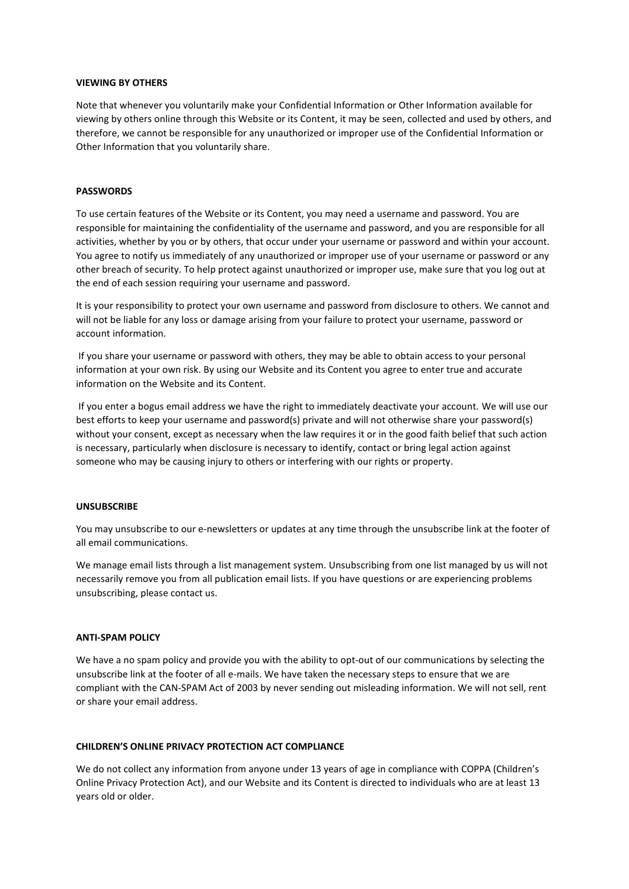**VIEWING BY OTHERS**

Note that whenever you voluntarily make your Confidential Information or Other Information available for viewing by others online through this Website or its Content, it may be seen, collected and used by others, and therefore, we cannot be responsible for any unauthorized or improper use of the Confidential Information or Other Information that you voluntarily share.

**PASSWORDS**

To use certain features of the Website or its Content, you may need a username and password. You are responsible for maintaining the confidentiality of the username and password, and you are responsible for all activities, whether by you or by others, that occur under your username or password and within your account. You agree to notify us immediately of any unauthorized or improper use of your username or password or any other breach of security. To help protect against unauthorized or improper use, make sure that you log out at the end of each session requiring your username and password.

It is your responsibility to protect your own username and password from disclosure to others. We cannot and will not be liable for any loss or damage arising from your failure to protect your username, password or account information.

If you share your username or password with others, they may be able to obtain access to your personal information at your own risk. By using our Website and its Content you agree to enter true and accurate information on the Website and its Content.

If you enter a bogus email address we have the right to immediately deactivate your account. We will use our best efforts to keep your username and password(s) private and will not otherwise share your password(s) without your consent, except as necessary when the law requires it or in the good faith belief that such action is necessary, particularly when disclosure is necessary to identify, contact or bring legal action against someone who may be causing injury to others or interfering with our rights or property.

**UNSUBSCRIBE**

You may unsubscribe to our e-newsletters or updates at any time through the unsubscribe link at the footer of all email communications.

We manage email lists through a list management system. Unsubscribing from one list managed by us will not necessarily remove you from all publication email lists. If you have questions or are experiencing problems unsubscribing, please contact us.

**ANTI-SPAM POLICY**

We have a no spam policy and provide you with the ability to opt-out of our communications by selecting the unsubscribe link at the footer of all e-mails. We have taken the necessary steps to ensure that we are compliant with the CAN-SPAM Act of 2003 by never sending out misleading information. We will not sell, rent or share your email address.

**CHILDREN'S ONLINE PRIVACY PROTECTION ACT COMPLIANCE**

We do not collect any information from anyone under 13 years of age in compliance with COPPA (Children's Online Privacy Protection Act), and our Website and its Content is directed to individuals who are at least 13 years old or older.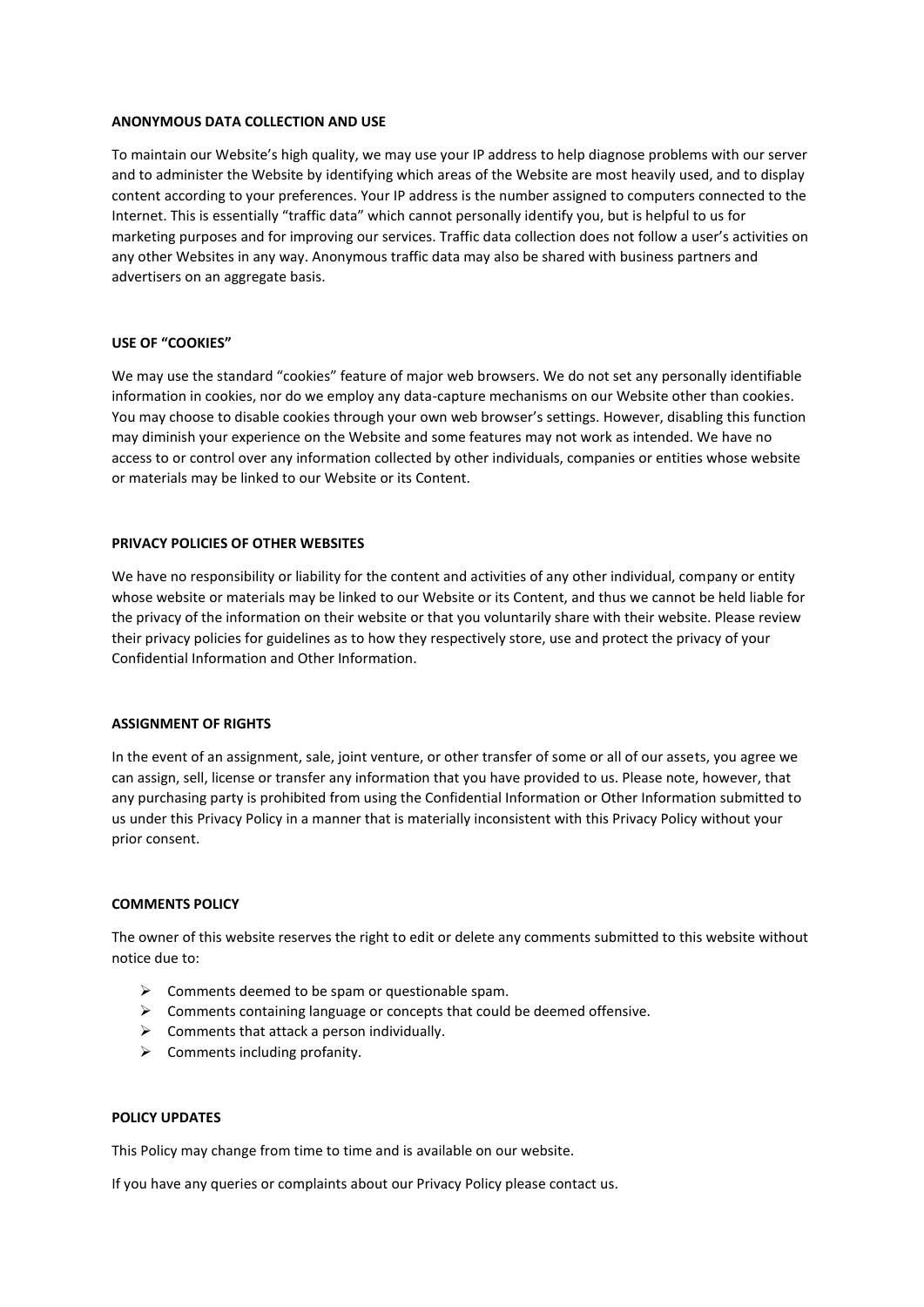**ANONYMOUS DATA COLLECTION AND USE**

To maintain our Website's high quality, we may use your IP address to help diagnose problems with our server and to administer the Website by identifying which areas of the Website are most heavily used, and to display content according to your preferences. Your IP address is the number assigned to computers connected to the Internet. This is essentially "traffic data" which cannot personally identify you, but is helpful to us for marketing purposes and for improving our services. Traffic data collection does not follow a user's activities on any other Websites in any way. Anonymous traffic data may also be shared with business partners and advertisers on an aggregate basis.

**USE OF "COOKIES"**

We may use the standard "cookies" feature of major web browsers. We do not set any personally identifiable information in cookies, nor do we employ any data-capture mechanisms on our Website other than cookies. You may choose to disable cookies through your own web browser's settings. However, disabling this function may diminish your experience on the Website and some features may not work as intended. We have no access to or control over any information collected by other individuals, companies or entities whose website or materials may be linked to our Website or its Content.

**PRIVACY POLICIES OF OTHER WEBSITES**

We have no responsibility or liability for the content and activities of any other individual, company or entity whose website or materials may be linked to our Website or its Content, and thus we cannot be held liable for the privacy of the information on their website or that you voluntarily share with their website. Please review their privacy policies for guidelines as to how they respectively store, use and protect the privacy of your Confidential Information and Other Information.

**ASSIGNMENT OF RIGHTS**

In the event of an assignment, sale, joint venture, or other transfer of some or all of our assets, you agree we can assign, sell, license or transfer any information that you have provided to us. Please note, however, that any purchasing party is prohibited from using the Confidential Information or Other Information submitted to us under this Privacy Policy in a manner that is materially inconsistent with this Privacy Policy without your prior consent.

**COMMENTS POLICY**

The owner of this website reserves the right to edit or delete any comments submitted to this website without notice due to:

- Comments deemed to be spam or questionable spam.
- Comments containing language or concepts that could be deemed offensive.
- Comments that attack a person individually.
- Comments including profanity.

**POLICY UPDATES**

This Policy may change from time to time and is available on our website.

If you have any queries or complaints about our Privacy Policy please contact us.